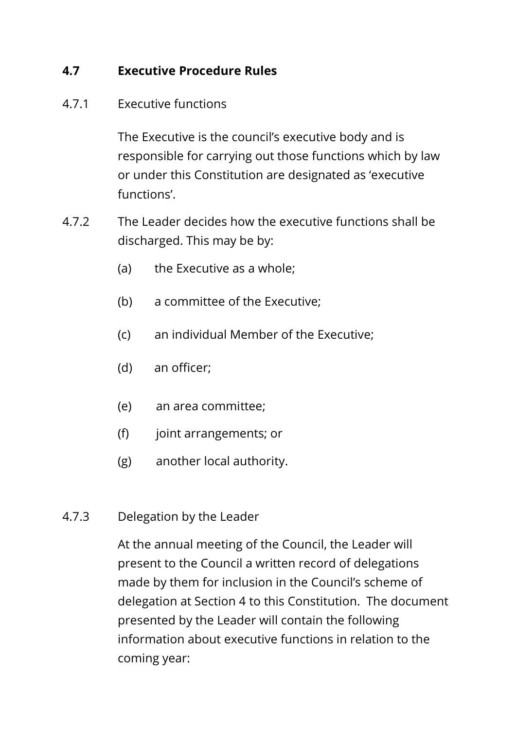## 4.7 Executive Procedure Rules

4.7.1 Executive functions

The Executive is the council's executive body and is responsible for carrying out those functions which by law or under this Constitution are designated as 'executive functions'.

4.7.2 The Leader decides how the executive functions shall be discharged. This may be by:

(a) the Executive as a whole;

(b) a committee of the Executive;

(c) an individual Member of the Executive;

(d) an officer;

(e) an area committee;

(f) joint arrangements; or

(g) another local authority.

4.7.3 Delegation by the Leader

At the annual meeting of the Council, the Leader will present to the Council a written record of delegations made by them for inclusion in the Council's scheme of delegation at Section 4 to this Constitution. The document presented by the Leader will contain the following information about executive functions in relation to the coming year: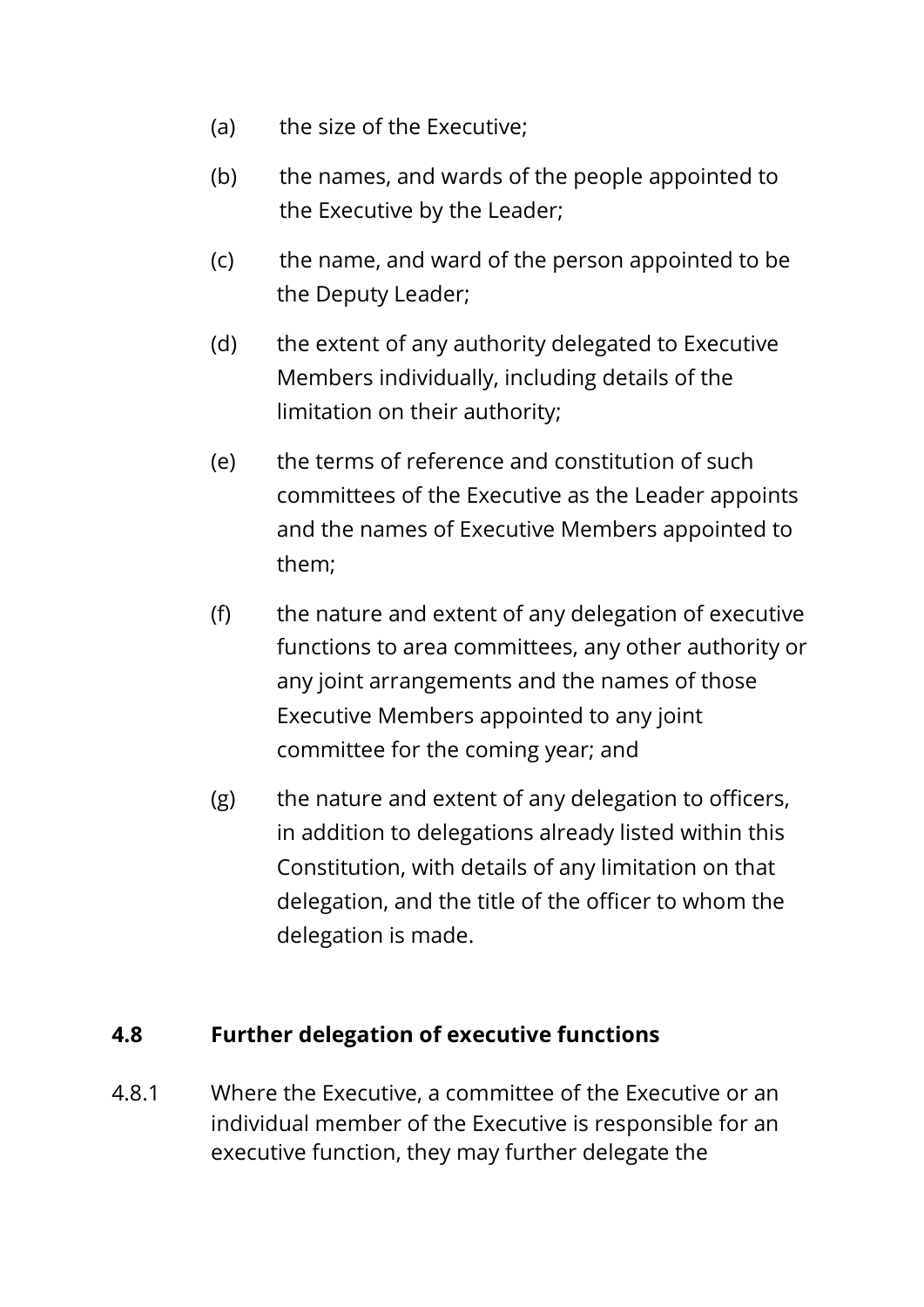(a) the size of the Executive;

(b) the names, and wards of the people appointed to the Executive by the Leader;

(c) the name, and ward of the person appointed to be the Deputy Leader;

(d) the extent of any authority delegated to Executive Members individually, including details of the limitation on their authority;

(e) the terms of reference and constitution of such committees of the Executive as the Leader appoints and the names of Executive Members appointed to them;

(f) the nature and extent of any delegation of executive functions to area committees, any other authority or any joint arrangements and the names of those Executive Members appointed to any joint committee for the coming year; and

(g) the nature and extent of any delegation to officers, in addition to delegations already listed within this Constitution, with details of any limitation on that delegation, and the title of the officer to whom the delegation is made.

## 4.8 Further delegation of executive functions

4.8.1 Where the Executive, a committee of the Executive or an individual member of the Executive is responsible for an executive function, they may further delegate the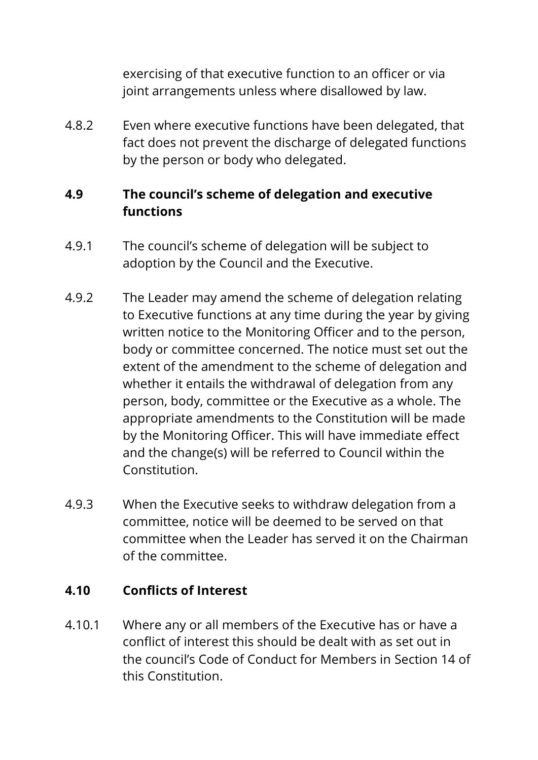exercising of that executive function to an officer or via joint arrangements unless where disallowed by law.

4.8.2 Even where executive functions have been delegated, that fact does not prevent the discharge of delegated functions by the person or body who delegated.

### 4.9 The council's scheme of delegation and executive functions

4.9.1 The council's scheme of delegation will be subject to adoption by the Council and the Executive.

4.9.2 The Leader may amend the scheme of delegation relating to Executive functions at any time during the year by giving written notice to the Monitoring Officer and to the person, body or committee concerned. The notice must set out the extent of the amendment to the scheme of delegation and whether it entails the withdrawal of delegation from any person, body, committee or the Executive as a whole. The appropriate amendments to the Constitution will be made by the Monitoring Officer. This will have immediate effect and the change(s) will be referred to Council within the Constitution.

4.9.3 When the Executive seeks to withdraw delegation from a committee, notice will be deemed to be served on that committee when the Leader has served it on the Chairman of the committee.

### 4.10 Conflicts of Interest

4.10.1 Where any or all members of the Executive has or have a conflict of interest this should be dealt with as set out in the council's Code of Conduct for Members in Section 14 of this Constitution.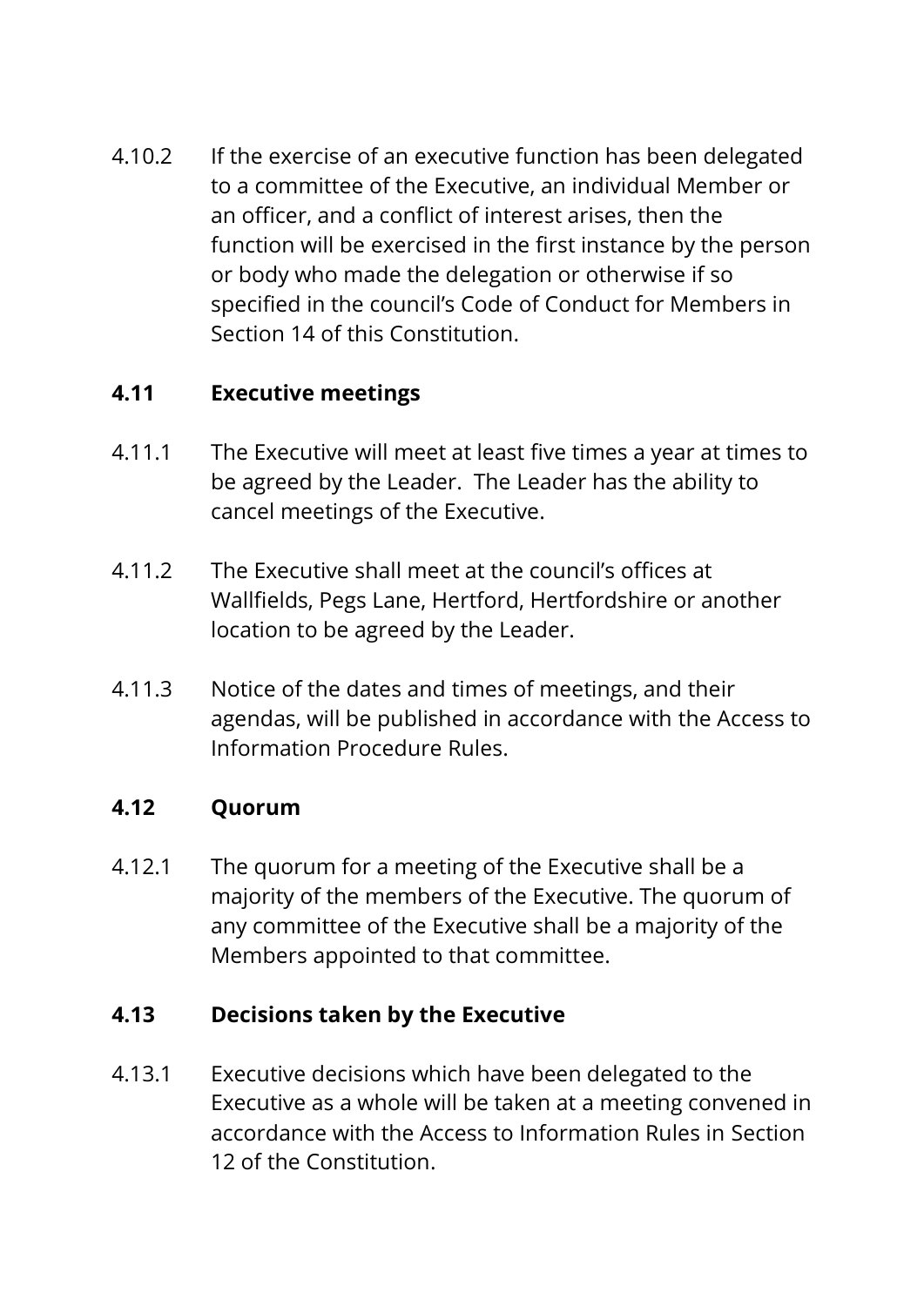4.10.2 If the exercise of an executive function has been delegated to a committee of the Executive, an individual Member or an officer, and a conflict of interest arises, then the function will be exercised in the first instance by the person or body who made the delegation or otherwise if so specified in the council's Code of Conduct for Members in Section 14 of this Constitution.

### 4.11 Executive meetings

4.11.1 The Executive will meet at least five times a year at times to be agreed by the Leader. The Leader has the ability to cancel meetings of the Executive.

4.11.2 The Executive shall meet at the council's offices at Wallfields, Pegs Lane, Hertford, Hertfordshire or another location to be agreed by the Leader.

4.11.3 Notice of the dates and times of meetings, and their agendas, will be published in accordance with the Access to Information Procedure Rules.

### 4.12 Quorum

4.12.1 The quorum for a meeting of the Executive shall be a majority of the members of the Executive. The quorum of any committee of the Executive shall be a majority of the Members appointed to that committee.

### 4.13 Decisions taken by the Executive

4.13.1 Executive decisions which have been delegated to the Executive as a whole will be taken at a meeting convened in accordance with the Access to Information Rules in Section 12 of the Constitution.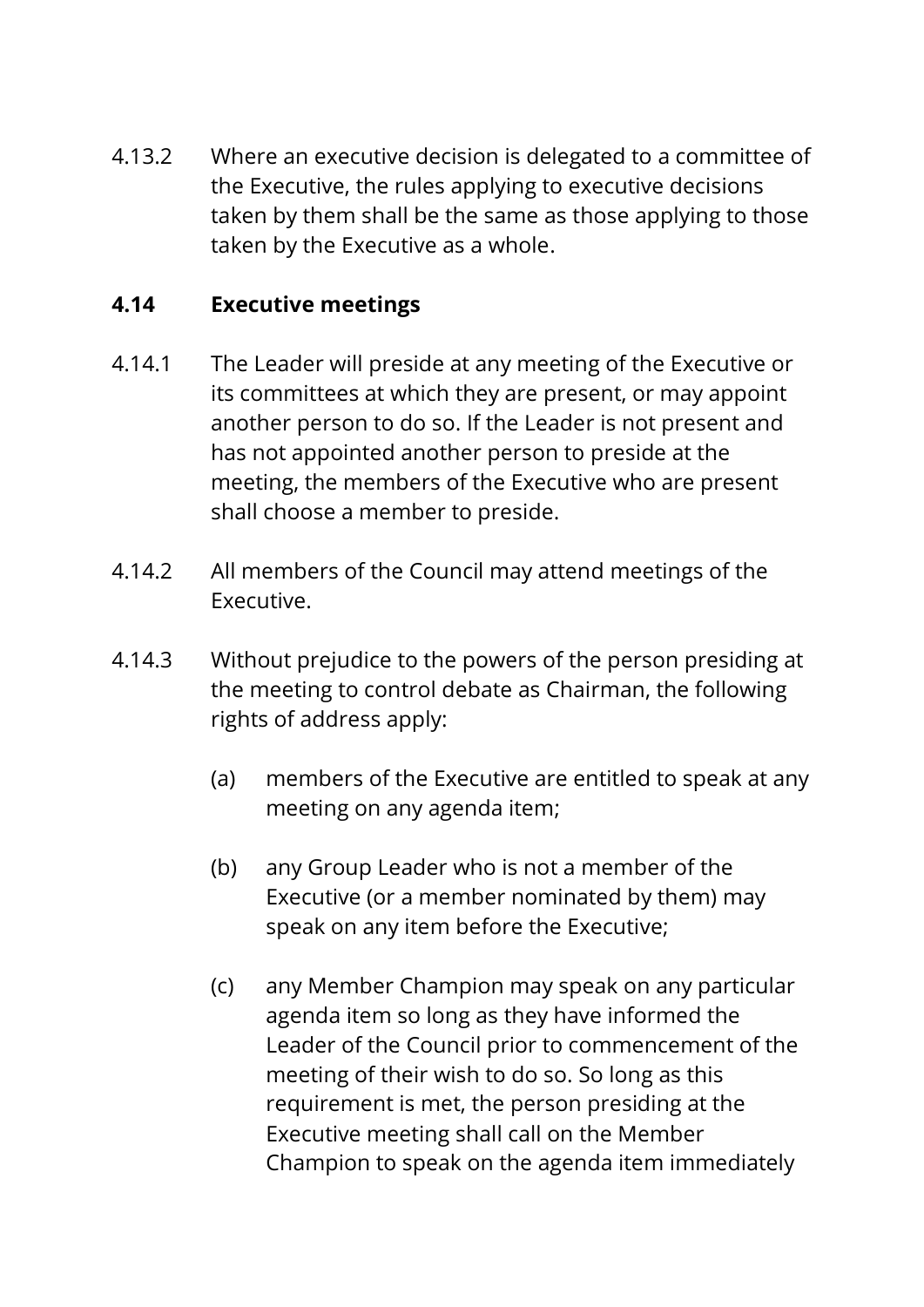4.13.2 Where an executive decision is delegated to a committee of the Executive, the rules applying to executive decisions taken by them shall be the same as those applying to those taken by the Executive as a whole.

### 4.14 Executive meetings

4.14.1 The Leader will preside at any meeting of the Executive or its committees at which they are present, or may appoint another person to do so. If the Leader is not present and has not appointed another person to preside at the meeting, the members of the Executive who are present shall choose a member to preside.

4.14.2 All members of the Council may attend meetings of the Executive.

4.14.3 Without prejudice to the powers of the person presiding at the meeting to control debate as Chairman, the following rights of address apply:

- (a) members of the Executive are entitled to speak at any meeting on any agenda item;
- (b) any Group Leader who is not a member of the Executive (or a member nominated by them) may speak on any item before the Executive;
- (c) any Member Champion may speak on any particular agenda item so long as they have informed the Leader of the Council prior to commencement of the meeting of their wish to do so. So long as this requirement is met, the person presiding at the Executive meeting shall call on the Member Champion to speak on the agenda item immediately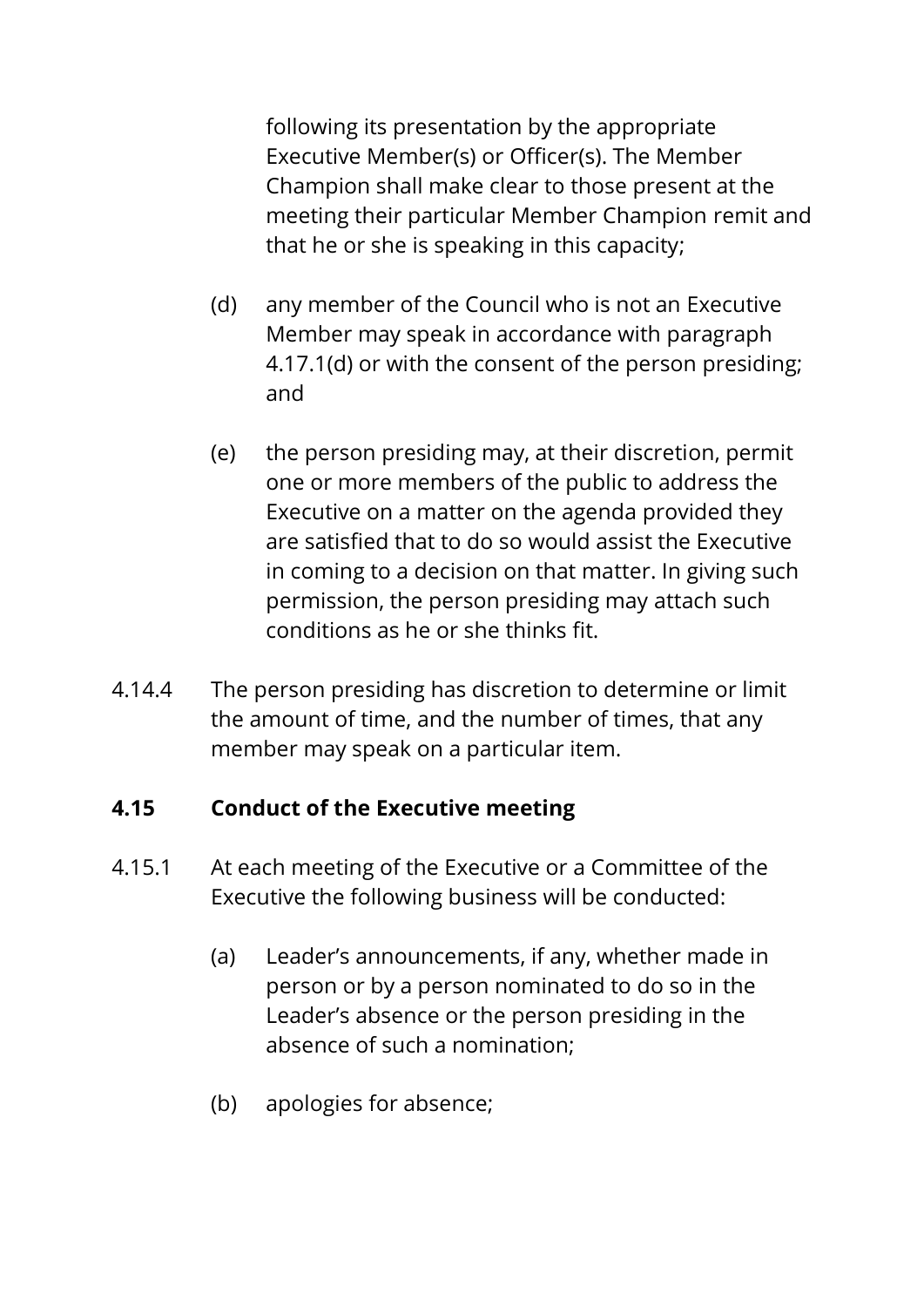following its presentation by the appropriate Executive Member(s) or Officer(s). The Member Champion shall make clear to those present at the meeting their particular Member Champion remit and that he or she is speaking in this capacity;

(d) any member of the Council who is not an Executive Member may speak in accordance with paragraph 4.17.1(d) or with the consent of the person presiding; and

(e) the person presiding may, at their discretion, permit one or more members of the public to address the Executive on a matter on the agenda provided they are satisfied that to do so would assist the Executive in coming to a decision on that matter. In giving such permission, the person presiding may attach such conditions as he or she thinks fit.

4.14.4 The person presiding has discretion to determine or limit the amount of time, and the number of times, that any member may speak on a particular item.

**4.15 Conduct of the Executive meeting**

4.15.1 At each meeting of the Executive or a Committee of the Executive the following business will be conducted:

(a) Leader's announcements, if any, whether made in person or by a person nominated to do so in the Leader's absence or the person presiding in the absence of such a nomination;

(b) apologies for absence;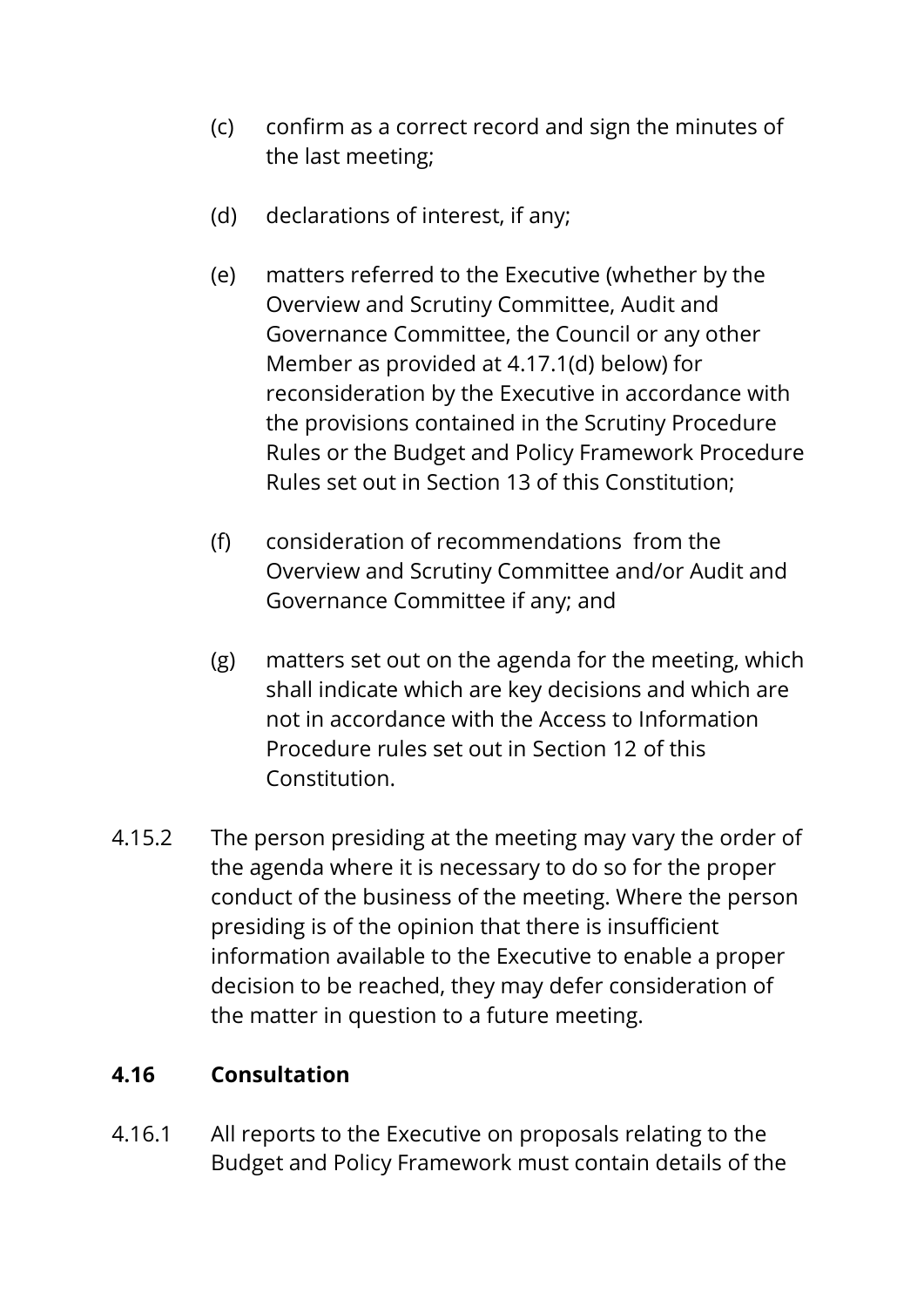(c) confirm as a correct record and sign the minutes of the last meeting;

(d) declarations of interest, if any;

(e) matters referred to the Executive (whether by the Overview and Scrutiny Committee, Audit and Governance Committee, the Council or any other Member as provided at 4.17.1(d) below) for reconsideration by the Executive in accordance with the provisions contained in the Scrutiny Procedure Rules or the Budget and Policy Framework Procedure Rules set out in Section 13 of this Constitution;

(f) consideration of recommendations from the Overview and Scrutiny Committee and/or Audit and Governance Committee if any; and

(g) matters set out on the agenda for the meeting, which shall indicate which are key decisions and which are not in accordance with the Access to Information Procedure rules set out in Section 12 of this Constitution.

4.15.2 The person presiding at the meeting may vary the order of the agenda where it is necessary to do so for the proper conduct of the business of the meeting. Where the person presiding is of the opinion that there is insufficient information available to the Executive to enable a proper decision to be reached, they may defer consideration of the matter in question to a future meeting.

### 4.16 Consultation

4.16.1 All reports to the Executive on proposals relating to the Budget and Policy Framework must contain details of the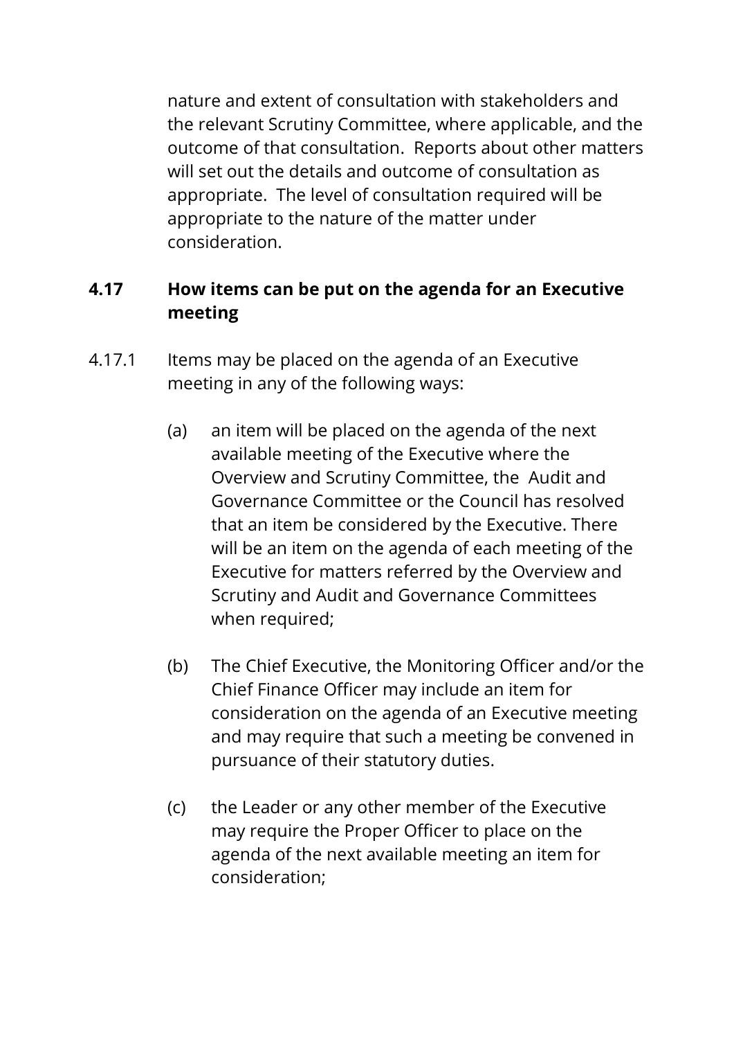nature and extent of consultation with stakeholders and the relevant Scrutiny Committee, where applicable, and the outcome of that consultation. Reports about other matters will set out the details and outcome of consultation as appropriate. The level of consultation required will be appropriate to the nature of the matter under consideration.

## 4.17 How items can be put on the agenda for an Executive meeting

4.17.1 Items may be placed on the agenda of an Executive meeting in any of the following ways:

(a) an item will be placed on the agenda of the next available meeting of the Executive where the Overview and Scrutiny Committee, the Audit and Governance Committee or the Council has resolved that an item be considered by the Executive. There will be an item on the agenda of each meeting of the Executive for matters referred by the Overview and Scrutiny and Audit and Governance Committees when required;

(b) The Chief Executive, the Monitoring Officer and/or the Chief Finance Officer may include an item for consideration on the agenda of an Executive meeting and may require that such a meeting be convened in pursuance of their statutory duties.

(c) the Leader or any other member of the Executive may require the Proper Officer to place on the agenda of the next available meeting an item for consideration;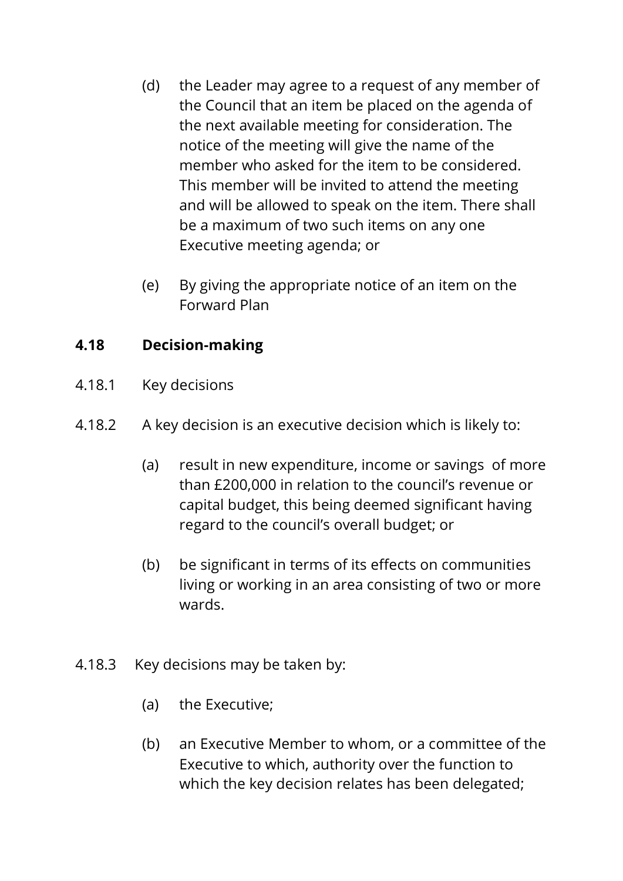(d) the Leader may agree to a request of any member of the Council that an item be placed on the agenda of the next available meeting for consideration. The notice of the meeting will give the name of the member who asked for the item to be considered. This member will be invited to attend the meeting and will be allowed to speak on the item. There shall be a maximum of two such items on any one Executive meeting agenda; or

(e) By giving the appropriate notice of an item on the Forward Plan

**4.18 Decision-making**

4.18.1 Key decisions

4.18.2 A key decision is an executive decision which is likely to:

(a) result in new expenditure, income or savings of more than £200,000 in relation to the council's revenue or capital budget, this being deemed significant having regard to the council's overall budget; or

(b) be significant in terms of its effects on communities living or working in an area consisting of two or more wards.

4.18.3 Key decisions may be taken by:

(a) the Executive;

(b) an Executive Member to whom, or a committee of the Executive to which, authority over the function to which the key decision relates has been delegated;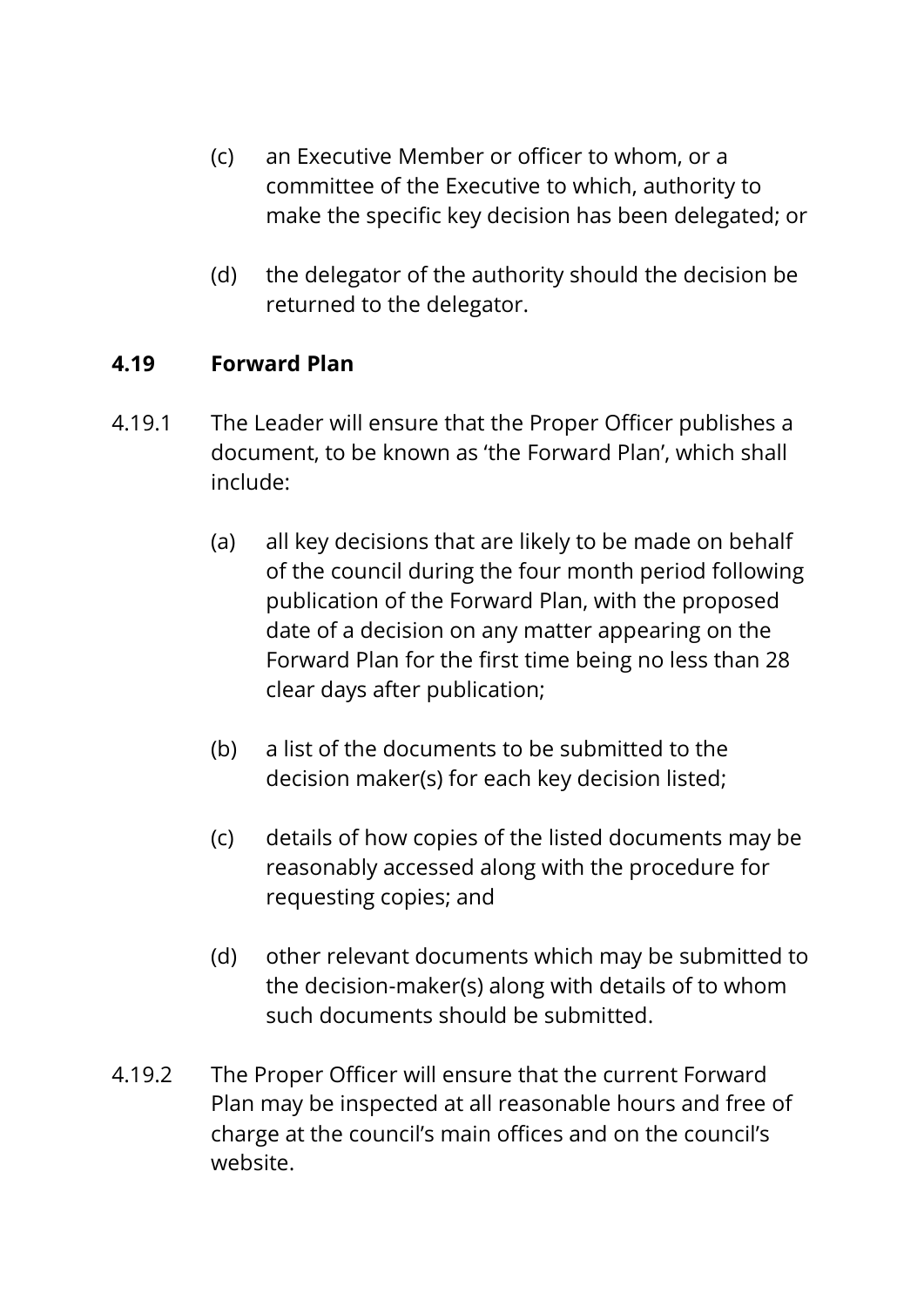(c) an Executive Member or officer to whom, or a committee of the Executive to which, authority to make the specific key decision has been delegated; or

(d) the delegator of the authority should the decision be returned to the delegator.

### 4.19 Forward Plan

4.19.1 The Leader will ensure that the Proper Officer publishes a document, to be known as 'the Forward Plan', which shall include:

(a) all key decisions that are likely to be made on behalf of the council during the four month period following publication of the Forward Plan, with the proposed date of a decision on any matter appearing on the Forward Plan for the first time being no less than 28 clear days after publication;

(b) a list of the documents to be submitted to the decision maker(s) for each key decision listed;

(c) details of how copies of the listed documents may be reasonably accessed along with the procedure for requesting copies; and

(d) other relevant documents which may be submitted to the decision-maker(s) along with details of to whom such documents should be submitted.

4.19.2 The Proper Officer will ensure that the current Forward Plan may be inspected at all reasonable hours and free of charge at the council's main offices and on the council's website.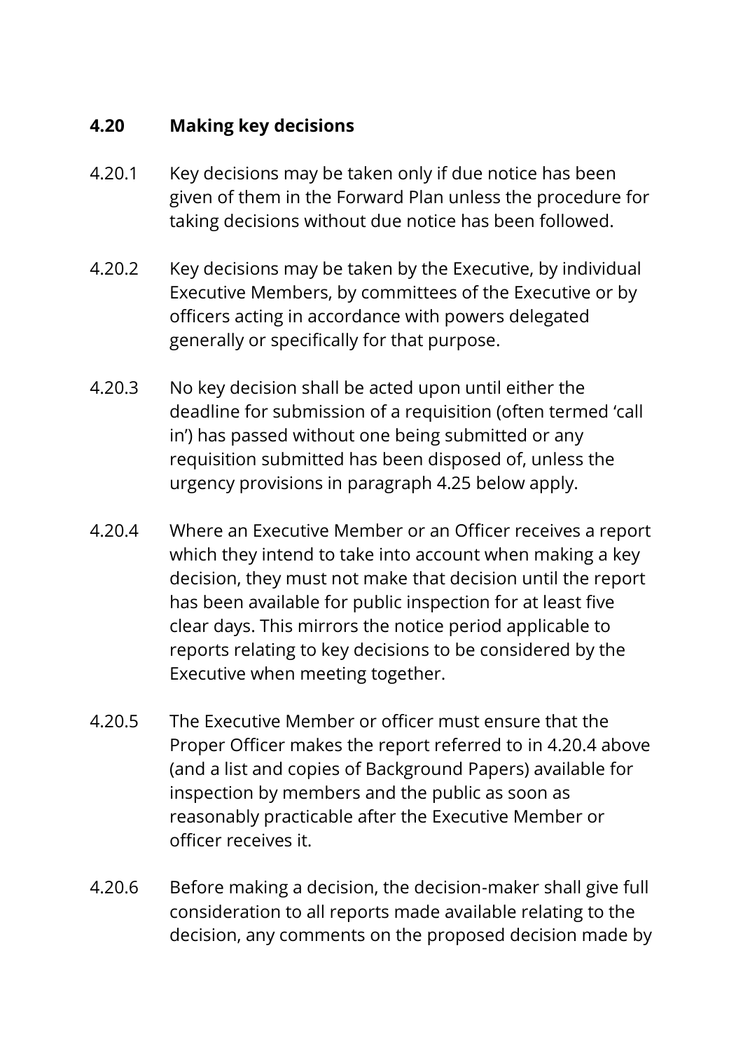## 4.20 Making key decisions

4.20.1 Key decisions may be taken only if due notice has been given of them in the Forward Plan unless the procedure for taking decisions without due notice has been followed.

4.20.2 Key decisions may be taken by the Executive, by individual Executive Members, by committees of the Executive or by officers acting in accordance with powers delegated generally or specifically for that purpose.

4.20.3 No key decision shall be acted upon until either the deadline for submission of a requisition (often termed 'call in') has passed without one being submitted or any requisition submitted has been disposed of, unless the urgency provisions in paragraph 4.25 below apply.

4.20.4 Where an Executive Member or an Officer receives a report which they intend to take into account when making a key decision, they must not make that decision until the report has been available for public inspection for at least five clear days. This mirrors the notice period applicable to reports relating to key decisions to be considered by the Executive when meeting together.

4.20.5 The Executive Member or officer must ensure that the Proper Officer makes the report referred to in 4.20.4 above (and a list and copies of Background Papers) available for inspection by members and the public as soon as reasonably practicable after the Executive Member or officer receives it.

4.20.6 Before making a decision, the decision-maker shall give full consideration to all reports made available relating to the decision, any comments on the proposed decision made by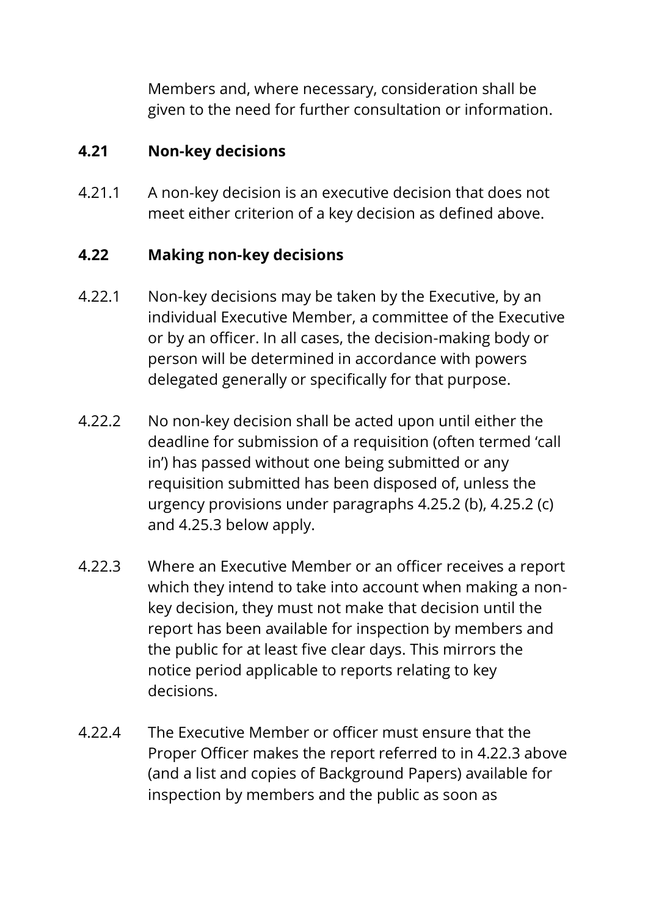Members and, where necessary, consideration shall be given to the need for further consultation or information.

### 4.21 Non-key decisions

4.21.1 A non-key decision is an executive decision that does not meet either criterion of a key decision as defined above.

### 4.22 Making non-key decisions

4.22.1 Non-key decisions may be taken by the Executive, by an individual Executive Member, a committee of the Executive or by an officer. In all cases, the decision-making body or person will be determined in accordance with powers delegated generally or specifically for that purpose.

4.22.2 No non-key decision shall be acted upon until either the deadline for submission of a requisition (often termed 'call in') has passed without one being submitted or any requisition submitted has been disposed of, unless the urgency provisions under paragraphs 4.25.2 (b), 4.25.2 (c) and 4.25.3 below apply.

4.22.3 Where an Executive Member or an officer receives a report which they intend to take into account when making a non-key decision, they must not make that decision until the report has been available for inspection by members and the public for at least five clear days. This mirrors the notice period applicable to reports relating to key decisions.

4.22.4 The Executive Member or officer must ensure that the Proper Officer makes the report referred to in 4.22.3 above (and a list and copies of Background Papers) available for inspection by members and the public as soon as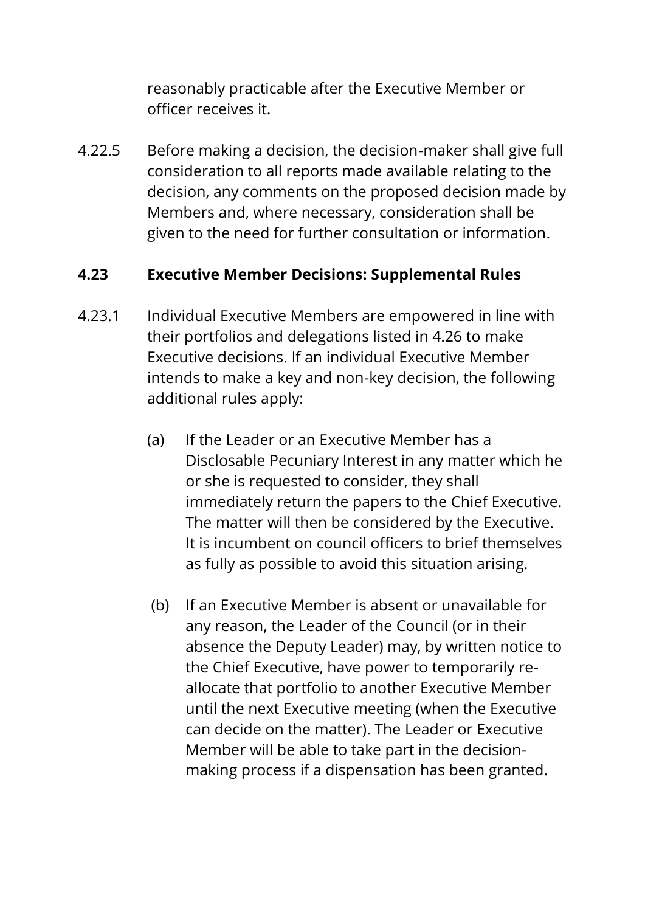reasonably practicable after the Executive Member or officer receives it.

4.22.5 Before making a decision, the decision-maker shall give full consideration to all reports made available relating to the decision, any comments on the proposed decision made by Members and, where necessary, consideration shall be given to the need for further consultation or information.

### 4.23 Executive Member Decisions: Supplemental Rules

4.23.1 Individual Executive Members are empowered in line with their portfolios and delegations listed in 4.26 to make Executive decisions. If an individual Executive Member intends to make a key and non-key decision, the following additional rules apply:

(a) If the Leader or an Executive Member has a Disclosable Pecuniary Interest in any matter which he or she is requested to consider, they shall immediately return the papers to the Chief Executive. The matter will then be considered by the Executive. It is incumbent on council officers to brief themselves as fully as possible to avoid this situation arising.

(b) If an Executive Member is absent or unavailable for any reason, the Leader of the Council (or in their absence the Deputy Leader) may, by written notice to the Chief Executive, have power to temporarily re-allocate that portfolio to another Executive Member until the next Executive meeting (when the Executive can decide on the matter). The Leader or Executive Member will be able to take part in the decision-making process if a dispensation has been granted.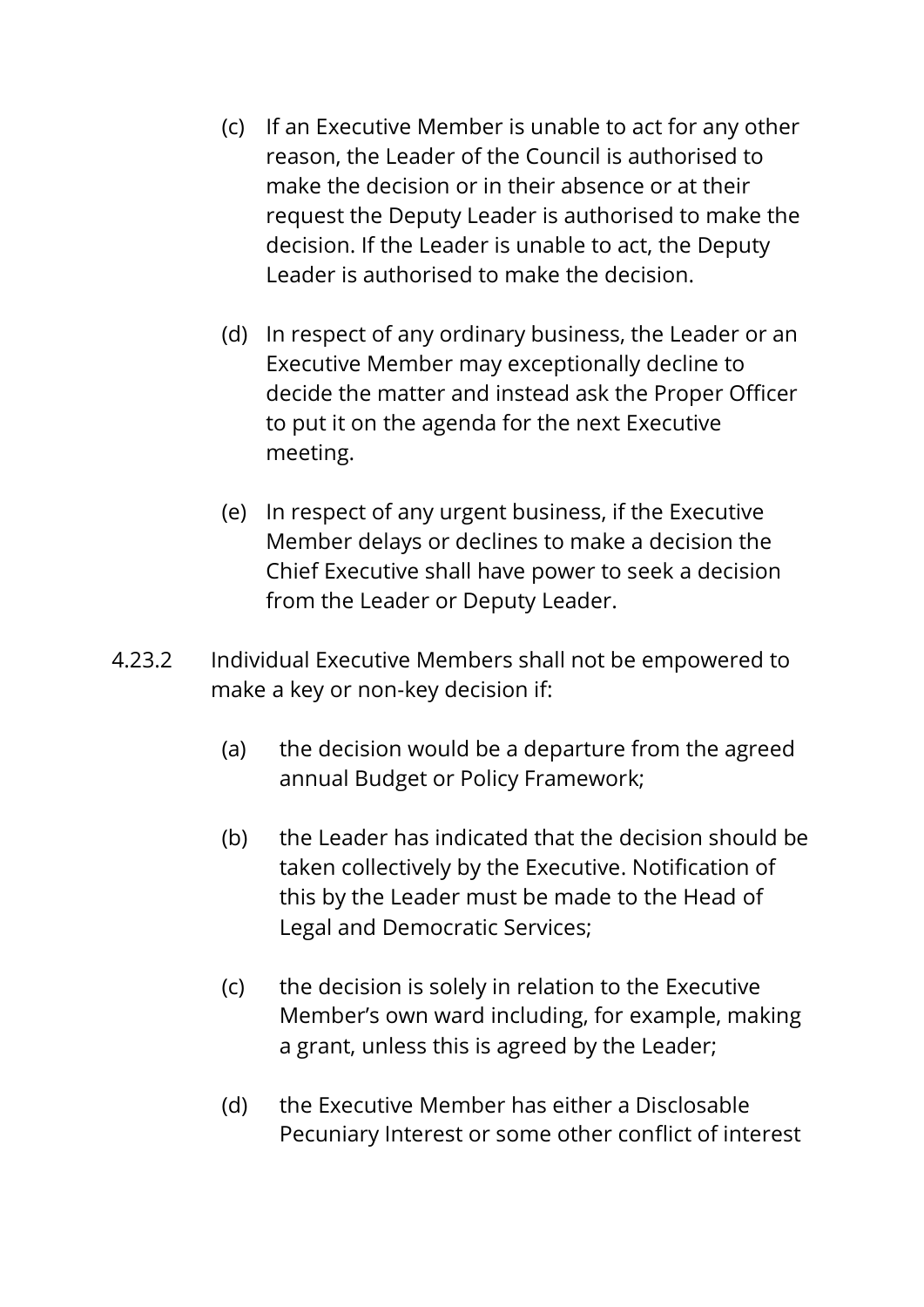(c) If an Executive Member is unable to act for any other reason, the Leader of the Council is authorised to make the decision or in their absence or at their request the Deputy Leader is authorised to make the decision. If the Leader is unable to act, the Deputy Leader is authorised to make the decision.

(d) In respect of any ordinary business, the Leader or an Executive Member may exceptionally decline to decide the matter and instead ask the Proper Officer to put it on the agenda for the next Executive meeting.

(e) In respect of any urgent business, if the Executive Member delays or declines to make a decision the Chief Executive shall have power to seek a decision from the Leader or Deputy Leader.

4.23.2 Individual Executive Members shall not be empowered to make a key or non-key decision if:

(a) the decision would be a departure from the agreed annual Budget or Policy Framework;

(b) the Leader has indicated that the decision should be taken collectively by the Executive. Notification of this by the Leader must be made to the Head of Legal and Democratic Services;

(c) the decision is solely in relation to the Executive Member's own ward including, for example, making a grant, unless this is agreed by the Leader;

(d) the Executive Member has either a Disclosable Pecuniary Interest or some other conflict of interest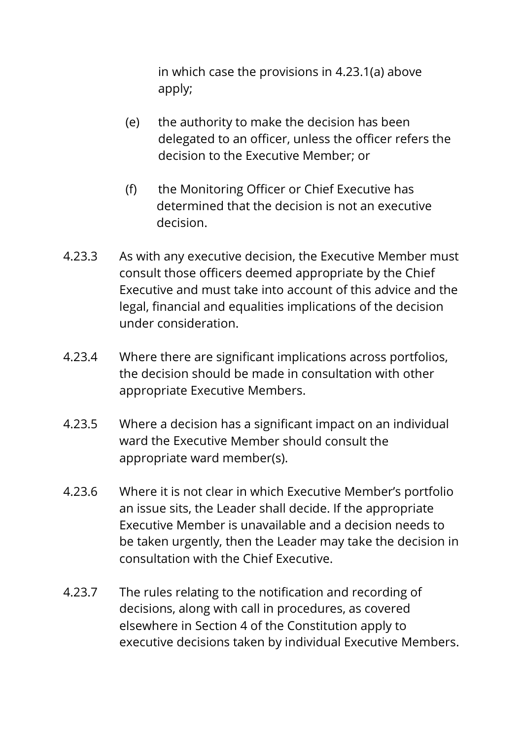in which case the provisions in 4.23.1(a) above apply;

(e) the authority to make the decision has been delegated to an officer, unless the officer refers the decision to the Executive Member; or

(f) the Monitoring Officer or Chief Executive has determined that the decision is not an executive decision.

4.23.3 As with any executive decision, the Executive Member must consult those officers deemed appropriate by the Chief Executive and must take into account of this advice and the legal, financial and equalities implications of the decision under consideration.

4.23.4 Where there are significant implications across portfolios, the decision should be made in consultation with other appropriate Executive Members.

4.23.5 Where a decision has a significant impact on an individual ward the Executive Member should consult the appropriate ward member(s).

4.23.6 Where it is not clear in which Executive Member's portfolio an issue sits, the Leader shall decide. If the appropriate Executive Member is unavailable and a decision needs to be taken urgently, then the Leader may take the decision in consultation with the Chief Executive.

4.23.7 The rules relating to the notification and recording of decisions, along with call in procedures, as covered elsewhere in Section 4 of the Constitution apply to executive decisions taken by individual Executive Members.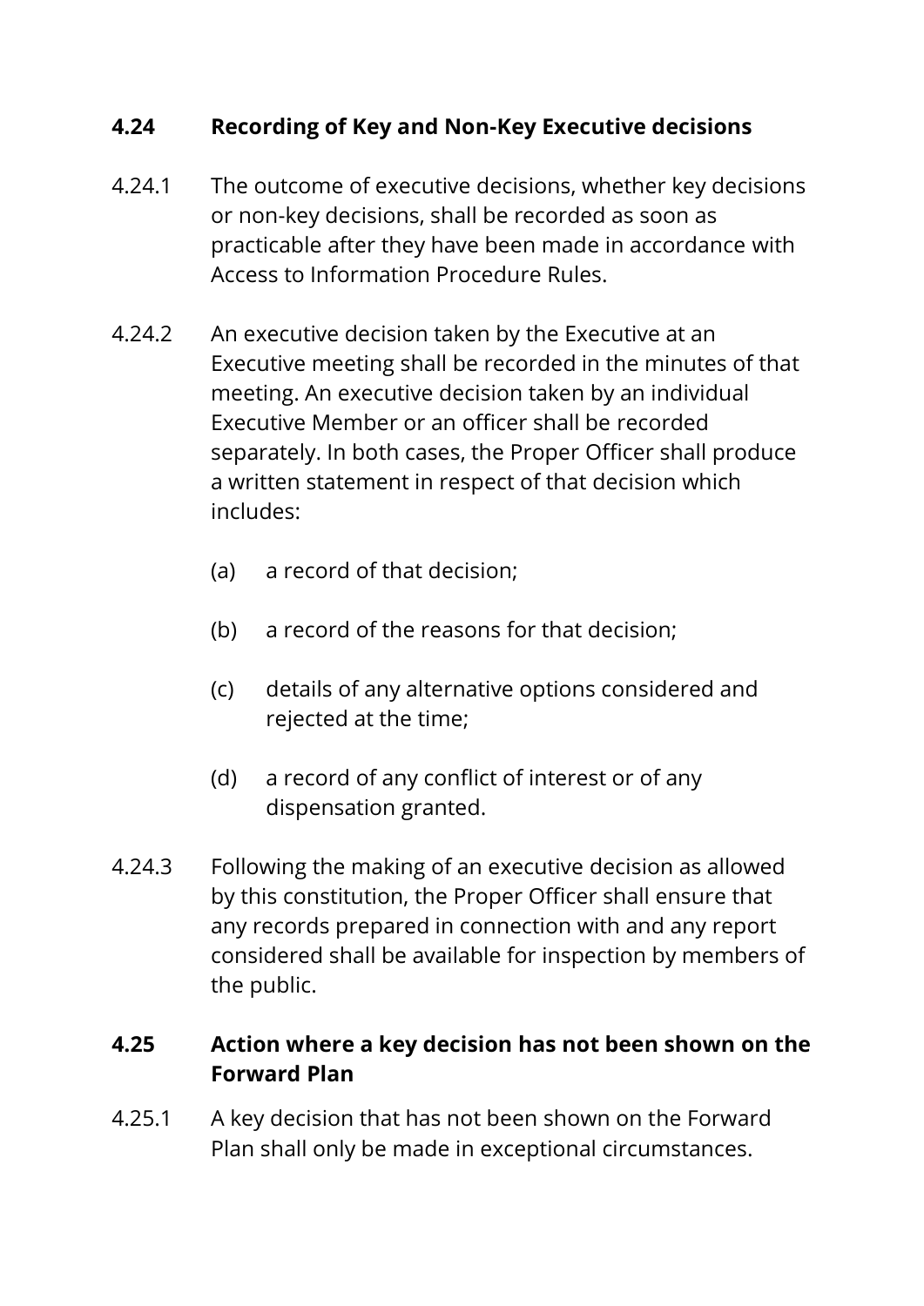### 4.24 Recording of Key and Non-Key Executive decisions

4.24.1 The outcome of executive decisions, whether key decisions or non-key decisions, shall be recorded as soon as practicable after they have been made in accordance with Access to Information Procedure Rules.

4.24.2 An executive decision taken by the Executive at an Executive meeting shall be recorded in the minutes of that meeting. An executive decision taken by an individual Executive Member or an officer shall be recorded separately. In both cases, the Proper Officer shall produce a written statement in respect of that decision which includes:

(a) a record of that decision;

(b) a record of the reasons for that decision;

(c) details of any alternative options considered and rejected at the time;

(d) a record of any conflict of interest or of any dispensation granted.

4.24.3 Following the making of an executive decision as allowed by this constitution, the Proper Officer shall ensure that any records prepared in connection with and any report considered shall be available for inspection by members of the public.

### 4.25 Action where a key decision has not been shown on the Forward Plan

4.25.1 A key decision that has not been shown on the Forward Plan shall only be made in exceptional circumstances.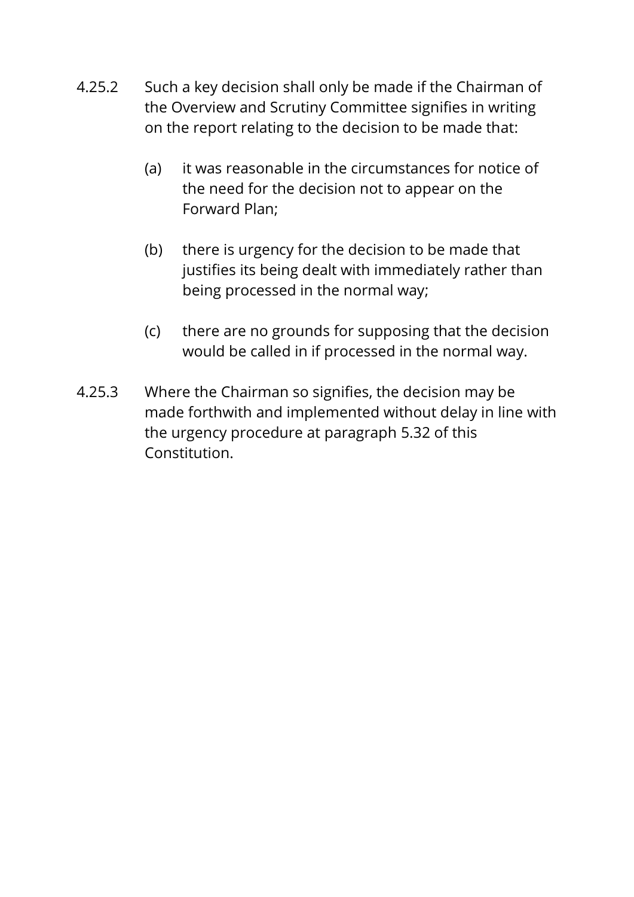4.25.2 Such a key decision shall only be made if the Chairman of the Overview and Scrutiny Committee signifies in writing on the report relating to the decision to be made that:

(a) it was reasonable in the circumstances for notice of the need for the decision not to appear on the Forward Plan;

(b) there is urgency for the decision to be made that justifies its being dealt with immediately rather than being processed in the normal way;

(c) there are no grounds for supposing that the decision would be called in if processed in the normal way.

4.25.3 Where the Chairman so signifies, the decision may be made forthwith and implemented without delay in line with the urgency procedure at paragraph 5.32 of this Constitution.